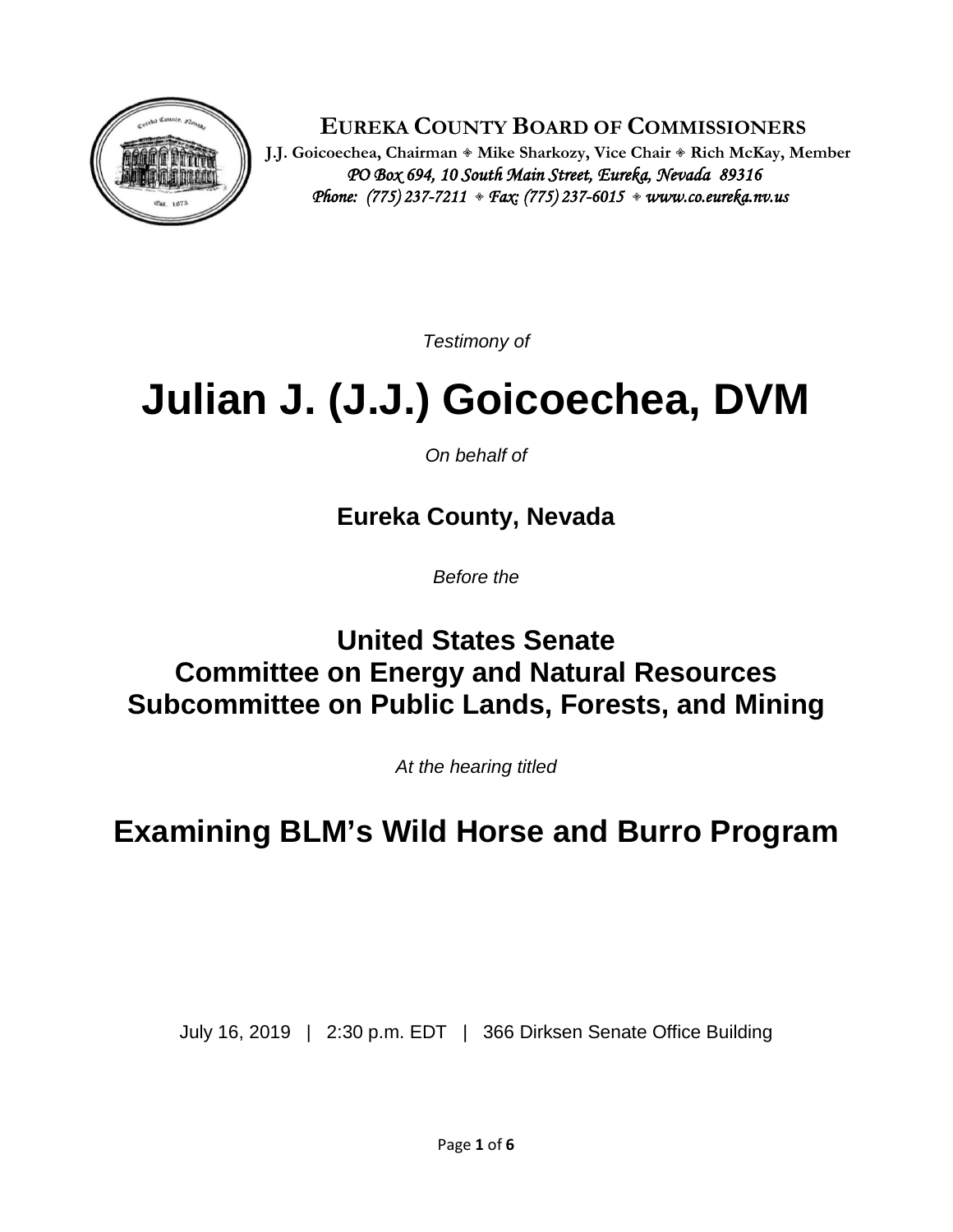**EUREKA COUNTY BOARD OF COMMISSIONERS**

**J.J. Goicoechea, Chairman ◈ Mike Sharkozy, Vice Chair ◈ Rich McKay, Member**

*PO Box 694, 10 South Main Street, Eureka, Nevada 89316*

*Phone: (775) 237-7211 ◈ Fax: (775) 237-6015 ◈ www.co.eureka.nv.us*

*Testimony of*

# Julian J. (J.J.) Goicoechea, DVM

*On behalf of*

## Eureka County, Nevada

*Before the*

## United States Senate
## Committee on Energy and Natural Resources
## Subcommittee on Public Lands, Forests, and Mining

*At the hearing titled*

# Examining BLM's Wild Horse and Burro Program

July 16, 2019 | 2:30 p.m. EDT | 366 Dirksen Senate Office Building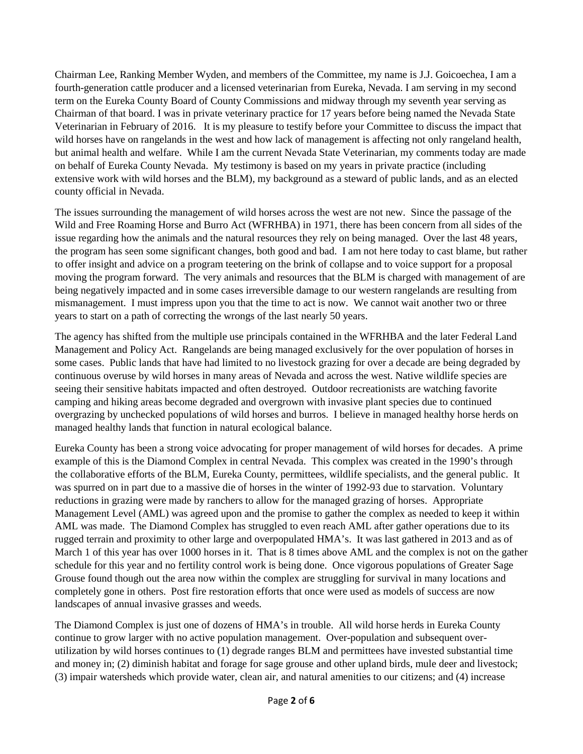Chairman Lee, Ranking Member Wyden, and members of the Committee, my name is J.J. Goicoechea, I am a fourth-generation cattle producer and a licensed veterinarian from Eureka, Nevada. I am serving in my second term on the Eureka County Board of County Commissions and midway through my seventh year serving as Chairman of that board. I was in private veterinary practice for 17 years before being named the Nevada State Veterinarian in February of 2016. It is my pleasure to testify before your Committee to discuss the impact that wild horses have on rangelands in the west and how lack of management is affecting not only rangeland health, but animal health and welfare. While I am the current Nevada State Veterinarian, my comments today are made on behalf of Eureka County Nevada. My testimony is based on my years in private practice (including extensive work with wild horses and the BLM), my background as a steward of public lands, and as an elected county official in Nevada.

The issues surrounding the management of wild horses across the west are not new. Since the passage of the Wild and Free Roaming Horse and Burro Act (WFRHBA) in 1971, there has been concern from all sides of the issue regarding how the animals and the natural resources they rely on being managed. Over the last 48 years, the program has seen some significant changes, both good and bad. I am not here today to cast blame, but rather to offer insight and advice on a program teetering on the brink of collapse and to voice support for a proposal moving the program forward. The very animals and resources that the BLM is charged with management of are being negatively impacted and in some cases irreversible damage to our western rangelands are resulting from mismanagement. I must impress upon you that the time to act is now. We cannot wait another two or three years to start on a path of correcting the wrongs of the last nearly 50 years.

The agency has shifted from the multiple use principals contained in the WFRHBA and the later Federal Land Management and Policy Act. Rangelands are being managed exclusively for the over population of horses in some cases. Public lands that have had limited to no livestock grazing for over a decade are being degraded by continuous overuse by wild horses in many areas of Nevada and across the west. Native wildlife species are seeing their sensitive habitats impacted and often destroyed. Outdoor recreationists are watching favorite camping and hiking areas become degraded and overgrown with invasive plant species due to continued overgrazing by unchecked populations of wild horses and burros. I believe in managed healthy horse herds on managed healthy lands that function in natural ecological balance.

Eureka County has been a strong voice advocating for proper management of wild horses for decades. A prime example of this is the Diamond Complex in central Nevada. This complex was created in the 1990's through the collaborative efforts of the BLM, Eureka County, permittees, wildlife specialists, and the general public. It was spurred on in part due to a massive die of horses in the winter of 1992-93 due to starvation. Voluntary reductions in grazing were made by ranchers to allow for the managed grazing of horses. Appropriate Management Level (AML) was agreed upon and the promise to gather the complex as needed to keep it within AML was made. The Diamond Complex has struggled to even reach AML after gather operations due to its rugged terrain and proximity to other large and overpopulated HMA's. It was last gathered in 2013 and as of March 1 of this year has over 1000 horses in it. That is 8 times above AML and the complex is not on the gather schedule for this year and no fertility control work is being done. Once vigorous populations of Greater Sage Grouse found though out the area now within the complex are struggling for survival in many locations and completely gone in others. Post fire restoration efforts that once were used as models of success are now landscapes of annual invasive grasses and weeds.

The Diamond Complex is just one of dozens of HMA's in trouble. All wild horse herds in Eureka County continue to grow larger with no active population management. Over-population and subsequent over-utilization by wild horses continues to (1) degrade ranges BLM and permittees have invested substantial time and money in; (2) diminish habitat and forage for sage grouse and other upland birds, mule deer and livestock; (3) impair watersheds which provide water, clean air, and natural amenities to our citizens; and (4) increase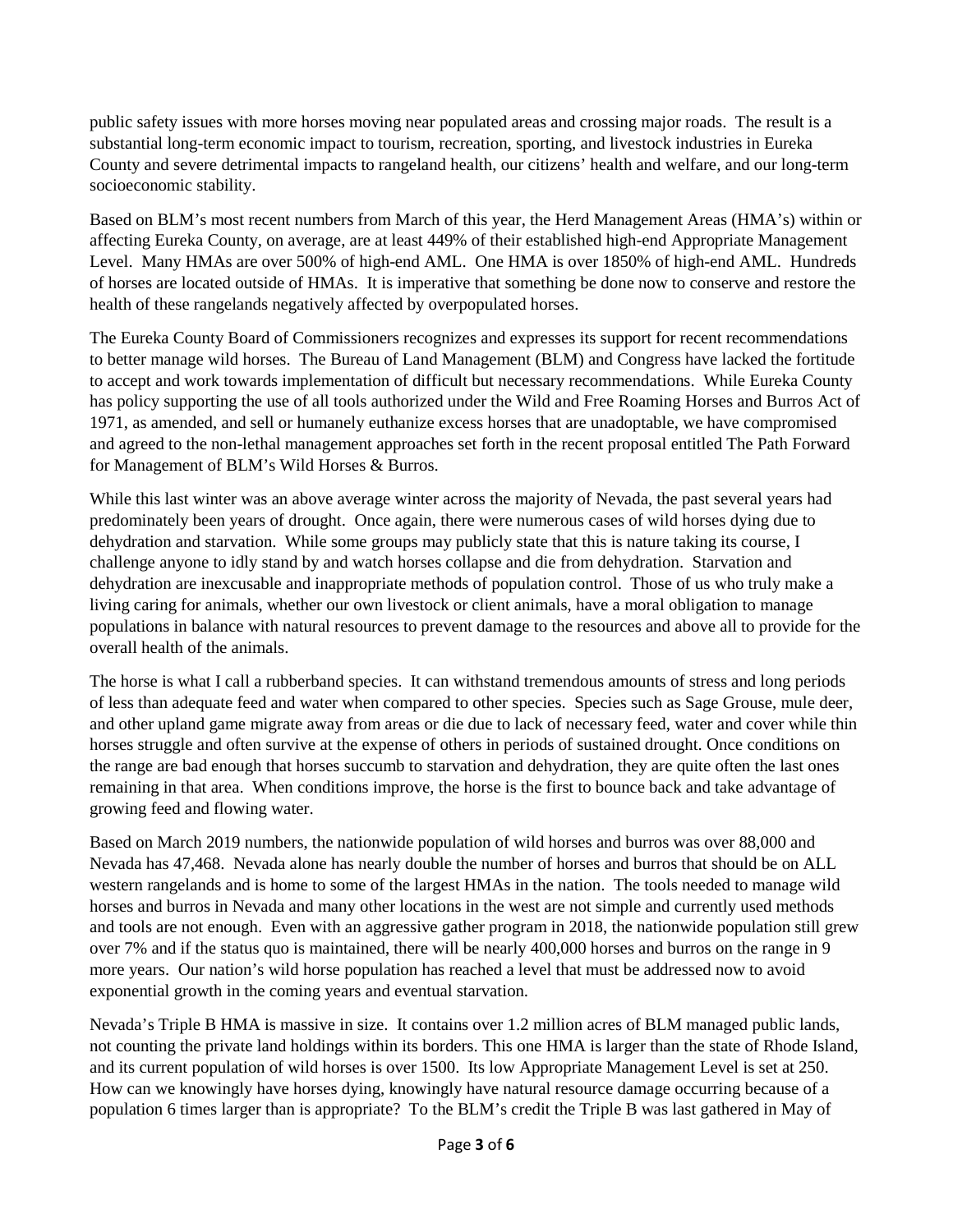public safety issues with more horses moving near populated areas and crossing major roads. The result is a substantial long-term economic impact to tourism, recreation, sporting, and livestock industries in Eureka County and severe detrimental impacts to rangeland health, our citizens' health and welfare, and our long-term socioeconomic stability.

Based on BLM's most recent numbers from March of this year, the Herd Management Areas (HMA's) within or affecting Eureka County, on average, are at least 449% of their established high-end Appropriate Management Level. Many HMAs are over 500% of high-end AML. One HMA is over 1850% of high-end AML. Hundreds of horses are located outside of HMAs. It is imperative that something be done now to conserve and restore the health of these rangelands negatively affected by overpopulated horses.

The Eureka County Board of Commissioners recognizes and expresses its support for recent recommendations to better manage wild horses. The Bureau of Land Management (BLM) and Congress have lacked the fortitude to accept and work towards implementation of difficult but necessary recommendations. While Eureka County has policy supporting the use of all tools authorized under the Wild and Free Roaming Horses and Burros Act of 1971, as amended, and sell or humanely euthanize excess horses that are unadoptable, we have compromised and agreed to the non-lethal management approaches set forth in the recent proposal entitled The Path Forward for Management of BLM's Wild Horses & Burros.

While this last winter was an above average winter across the majority of Nevada, the past several years had predominately been years of drought. Once again, there were numerous cases of wild horses dying due to dehydration and starvation. While some groups may publicly state that this is nature taking its course, I challenge anyone to idly stand by and watch horses collapse and die from dehydration. Starvation and dehydration are inexcusable and inappropriate methods of population control. Those of us who truly make a living caring for animals, whether our own livestock or client animals, have a moral obligation to manage populations in balance with natural resources to prevent damage to the resources and above all to provide for the overall health of the animals.

The horse is what I call a rubberband species. It can withstand tremendous amounts of stress and long periods of less than adequate feed and water when compared to other species. Species such as Sage Grouse, mule deer, and other upland game migrate away from areas or die due to lack of necessary feed, water and cover while thin horses struggle and often survive at the expense of others in periods of sustained drought. Once conditions on the range are bad enough that horses succumb to starvation and dehydration, they are quite often the last ones remaining in that area. When conditions improve, the horse is the first to bounce back and take advantage of growing feed and flowing water.

Based on March 2019 numbers, the nationwide population of wild horses and burros was over 88,000 and Nevada has 47,468. Nevada alone has nearly double the number of horses and burros that should be on ALL western rangelands and is home to some of the largest HMAs in the nation. The tools needed to manage wild horses and burros in Nevada and many other locations in the west are not simple and currently used methods and tools are not enough. Even with an aggressive gather program in 2018, the nationwide population still grew over 7% and if the status quo is maintained, there will be nearly 400,000 horses and burros on the range in 9 more years. Our nation's wild horse population has reached a level that must be addressed now to avoid exponential growth in the coming years and eventual starvation.

Nevada's Triple B HMA is massive in size. It contains over 1.2 million acres of BLM managed public lands, not counting the private land holdings within its borders. This one HMA is larger than the state of Rhode Island, and its current population of wild horses is over 1500. Its low Appropriate Management Level is set at 250. How can we knowingly have horses dying, knowingly have natural resource damage occurring because of a population 6 times larger than is appropriate? To the BLM's credit the Triple B was last gathered in May of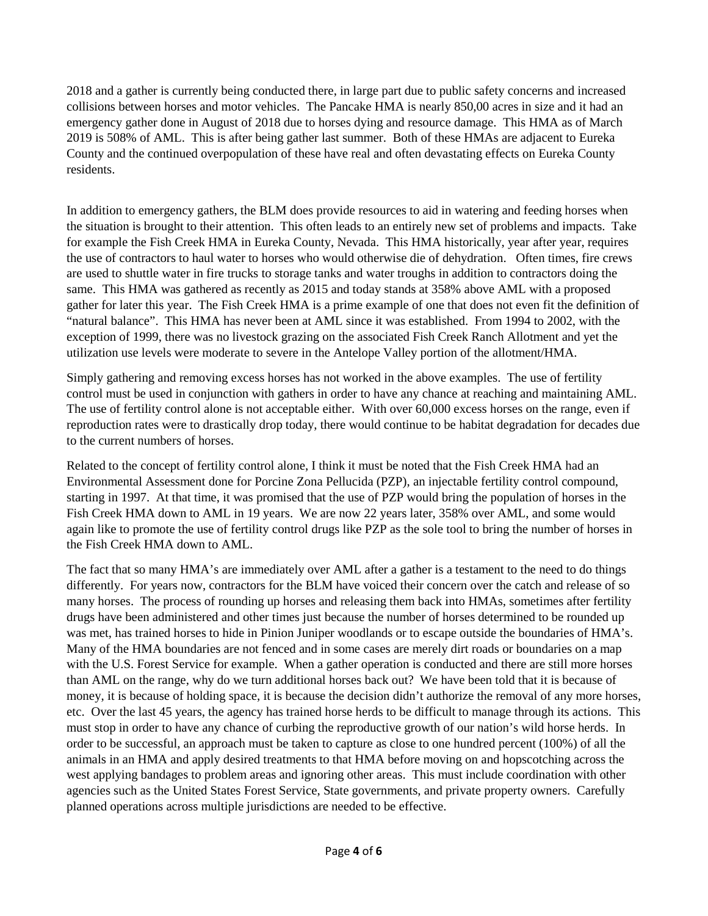2018 and a gather is currently being conducted there, in large part due to public safety concerns and increased collisions between horses and motor vehicles. The Pancake HMA is nearly 850,00 acres in size and it had an emergency gather done in August of 2018 due to horses dying and resource damage. This HMA as of March 2019 is 508% of AML. This is after being gather last summer. Both of these HMAs are adjacent to Eureka County and the continued overpopulation of these have real and often devastating effects on Eureka County residents.

In addition to emergency gathers, the BLM does provide resources to aid in watering and feeding horses when the situation is brought to their attention. This often leads to an entirely new set of problems and impacts. Take for example the Fish Creek HMA in Eureka County, Nevada. This HMA historically, year after year, requires the use of contractors to haul water to horses who would otherwise die of dehydration. Often times, fire crews are used to shuttle water in fire trucks to storage tanks and water troughs in addition to contractors doing the same. This HMA was gathered as recently as 2015 and today stands at 358% above AML with a proposed gather for later this year. The Fish Creek HMA is a prime example of one that does not even fit the definition of "natural balance". This HMA has never been at AML since it was established. From 1994 to 2002, with the exception of 1999, there was no livestock grazing on the associated Fish Creek Ranch Allotment and yet the utilization use levels were moderate to severe in the Antelope Valley portion of the allotment/HMA.

Simply gathering and removing excess horses has not worked in the above examples. The use of fertility control must be used in conjunction with gathers in order to have any chance at reaching and maintaining AML. The use of fertility control alone is not acceptable either. With over 60,000 excess horses on the range, even if reproduction rates were to drastically drop today, there would continue to be habitat degradation for decades due to the current numbers of horses.

Related to the concept of fertility control alone, I think it must be noted that the Fish Creek HMA had an Environmental Assessment done for Porcine Zona Pellucida (PZP), an injectable fertility control compound, starting in 1997. At that time, it was promised that the use of PZP would bring the population of horses in the Fish Creek HMA down to AML in 19 years. We are now 22 years later, 358% over AML, and some would again like to promote the use of fertility control drugs like PZP as the sole tool to bring the number of horses in the Fish Creek HMA down to AML.

The fact that so many HMA's are immediately over AML after a gather is a testament to the need to do things differently. For years now, contractors for the BLM have voiced their concern over the catch and release of so many horses. The process of rounding up horses and releasing them back into HMAs, sometimes after fertility drugs have been administered and other times just because the number of horses determined to be rounded up was met, has trained horses to hide in Pinion Juniper woodlands or to escape outside the boundaries of HMA's. Many of the HMA boundaries are not fenced and in some cases are merely dirt roads or boundaries on a map with the U.S. Forest Service for example. When a gather operation is conducted and there are still more horses than AML on the range, why do we turn additional horses back out? We have been told that it is because of money, it is because of holding space, it is because the decision didn't authorize the removal of any more horses, etc. Over the last 45 years, the agency has trained horse herds to be difficult to manage through its actions. This must stop in order to have any chance of curbing the reproductive growth of our nation's wild horse herds. In order to be successful, an approach must be taken to capture as close to one hundred percent (100%) of all the animals in an HMA and apply desired treatments to that HMA before moving on and hopscotching across the west applying bandages to problem areas and ignoring other areas. This must include coordination with other agencies such as the United States Forest Service, State governments, and private property owners. Carefully planned operations across multiple jurisdictions are needed to be effective.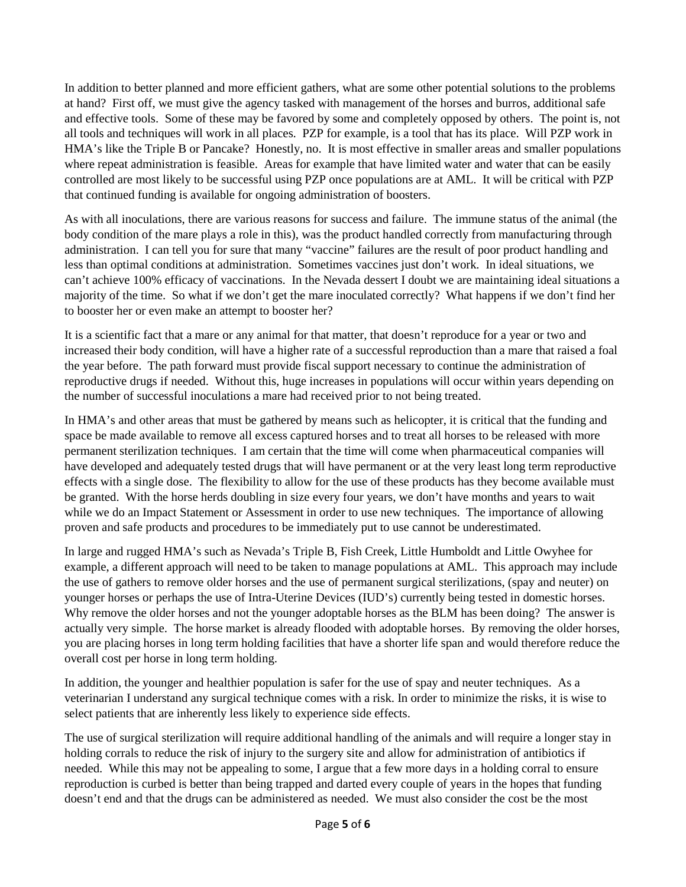In addition to better planned and more efficient gathers, what are some other potential solutions to the problems at hand? First off, we must give the agency tasked with management of the horses and burros, additional safe and effective tools. Some of these may be favored by some and completely opposed by others. The point is, not all tools and techniques will work in all places. PZP for example, is a tool that has its place. Will PZP work in HMA's like the Triple B or Pancake? Honestly, no. It is most effective in smaller areas and smaller populations where repeat administration is feasible. Areas for example that have limited water and water that can be easily controlled are most likely to be successful using PZP once populations are at AML. It will be critical with PZP that continued funding is available for ongoing administration of boosters.

As with all inoculations, there are various reasons for success and failure. The immune status of the animal (the body condition of the mare plays a role in this), was the product handled correctly from manufacturing through administration. I can tell you for sure that many "vaccine" failures are the result of poor product handling and less than optimal conditions at administration. Sometimes vaccines just don't work. In ideal situations, we can't achieve 100% efficacy of vaccinations. In the Nevada dessert I doubt we are maintaining ideal situations a majority of the time. So what if we don't get the mare inoculated correctly? What happens if we don't find her to booster her or even make an attempt to booster her?

It is a scientific fact that a mare or any animal for that matter, that doesn't reproduce for a year or two and increased their body condition, will have a higher rate of a successful reproduction than a mare that raised a foal the year before. The path forward must provide fiscal support necessary to continue the administration of reproductive drugs if needed. Without this, huge increases in populations will occur within years depending on the number of successful inoculations a mare had received prior to not being treated.

In HMA's and other areas that must be gathered by means such as helicopter, it is critical that the funding and space be made available to remove all excess captured horses and to treat all horses to be released with more permanent sterilization techniques. I am certain that the time will come when pharmaceutical companies will have developed and adequately tested drugs that will have permanent or at the very least long term reproductive effects with a single dose. The flexibility to allow for the use of these products has they become available must be granted. With the horse herds doubling in size every four years, we don't have months and years to wait while we do an Impact Statement or Assessment in order to use new techniques. The importance of allowing proven and safe products and procedures to be immediately put to use cannot be underestimated.

In large and rugged HMA's such as Nevada's Triple B, Fish Creek, Little Humboldt and Little Owyhee for example, a different approach will need to be taken to manage populations at AML. This approach may include the use of gathers to remove older horses and the use of permanent surgical sterilizations, (spay and neuter) on younger horses or perhaps the use of Intra-Uterine Devices (IUD's) currently being tested in domestic horses. Why remove the older horses and not the younger adoptable horses as the BLM has been doing? The answer is actually very simple. The horse market is already flooded with adoptable horses. By removing the older horses, you are placing horses in long term holding facilities that have a shorter life span and would therefore reduce the overall cost per horse in long term holding.

In addition, the younger and healthier population is safer for the use of spay and neuter techniques. As a veterinarian I understand any surgical technique comes with a risk. In order to minimize the risks, it is wise to select patients that are inherently less likely to experience side effects.

The use of surgical sterilization will require additional handling of the animals and will require a longer stay in holding corrals to reduce the risk of injury to the surgery site and allow for administration of antibiotics if needed. While this may not be appealing to some, I argue that a few more days in a holding corral to ensure reproduction is curbed is better than being trapped and darted every couple of years in the hopes that funding doesn't end and that the drugs can be administered as needed. We must also consider the cost be the most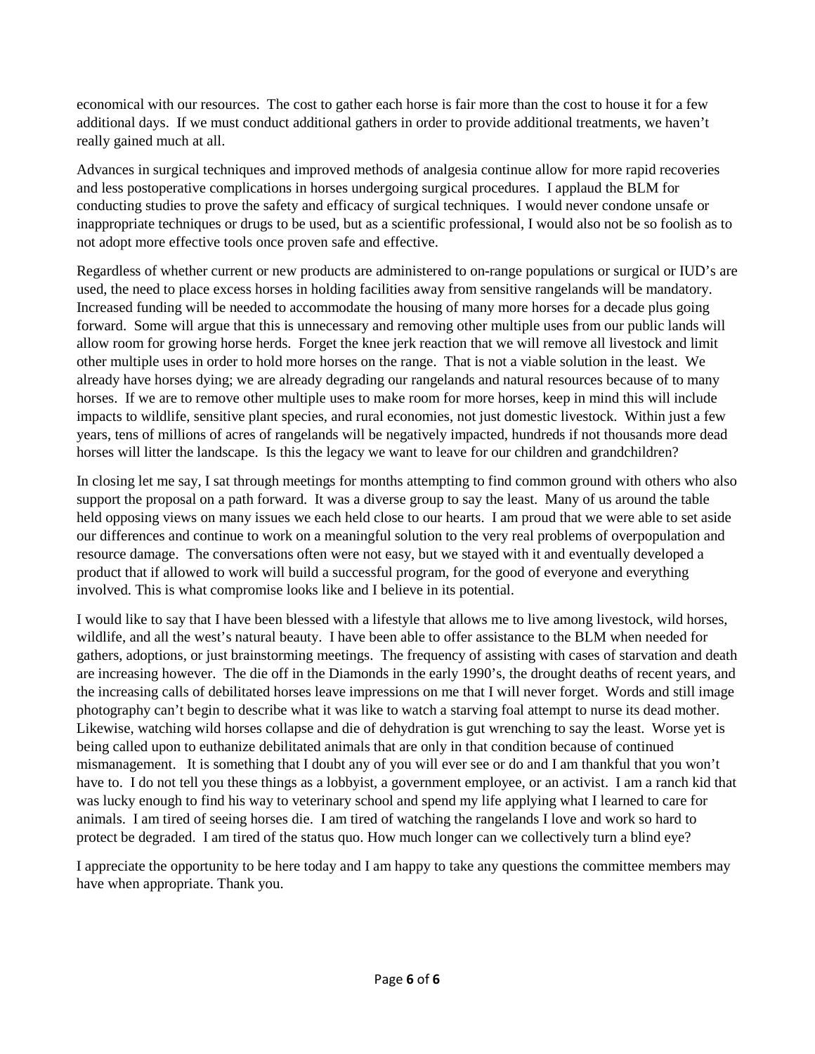economical with our resources. The cost to gather each horse is fair more than the cost to house it for a few additional days. If we must conduct additional gathers in order to provide additional treatments, we haven't really gained much at all.

Advances in surgical techniques and improved methods of analgesia continue allow for more rapid recoveries and less postoperative complications in horses undergoing surgical procedures. I applaud the BLM for conducting studies to prove the safety and efficacy of surgical techniques. I would never condone unsafe or inappropriate techniques or drugs to be used, but as a scientific professional, I would also not be so foolish as to not adopt more effective tools once proven safe and effective.

Regardless of whether current or new products are administered to on-range populations or surgical or IUD's are used, the need to place excess horses in holding facilities away from sensitive rangelands will be mandatory. Increased funding will be needed to accommodate the housing of many more horses for a decade plus going forward. Some will argue that this is unnecessary and removing other multiple uses from our public lands will allow room for growing horse herds. Forget the knee jerk reaction that we will remove all livestock and limit other multiple uses in order to hold more horses on the range. That is not a viable solution in the least. We already have horses dying; we are already degrading our rangelands and natural resources because of to many horses. If we are to remove other multiple uses to make room for more horses, keep in mind this will include impacts to wildlife, sensitive plant species, and rural economies, not just domestic livestock. Within just a few years, tens of millions of acres of rangelands will be negatively impacted, hundreds if not thousands more dead horses will litter the landscape. Is this the legacy we want to leave for our children and grandchildren?

In closing let me say, I sat through meetings for months attempting to find common ground with others who also support the proposal on a path forward. It was a diverse group to say the least. Many of us around the table held opposing views on many issues we each held close to our hearts. I am proud that we were able to set aside our differences and continue to work on a meaningful solution to the very real problems of overpopulation and resource damage. The conversations often were not easy, but we stayed with it and eventually developed a product that if allowed to work will build a successful program, for the good of everyone and everything involved. This is what compromise looks like and I believe in its potential.

I would like to say that I have been blessed with a lifestyle that allows me to live among livestock, wild horses, wildlife, and all the west's natural beauty. I have been able to offer assistance to the BLM when needed for gathers, adoptions, or just brainstorming meetings. The frequency of assisting with cases of starvation and death are increasing however. The die off in the Diamonds in the early 1990's, the drought deaths of recent years, and the increasing calls of debilitated horses leave impressions on me that I will never forget. Words and still image photography can't begin to describe what it was like to watch a starving foal attempt to nurse its dead mother. Likewise, watching wild horses collapse and die of dehydration is gut wrenching to say the least. Worse yet is being called upon to euthanize debilitated animals that are only in that condition because of continued mismanagement. It is something that I doubt any of you will ever see or do and I am thankful that you won't have to. I do not tell you these things as a lobbyist, a government employee, or an activist. I am a ranch kid that was lucky enough to find his way to veterinary school and spend my life applying what I learned to care for animals. I am tired of seeing horses die. I am tired of watching the rangelands I love and work so hard to protect be degraded. I am tired of the status quo. How much longer can we collectively turn a blind eye?

I appreciate the opportunity to be here today and I am happy to take any questions the committee members may have when appropriate. Thank you.